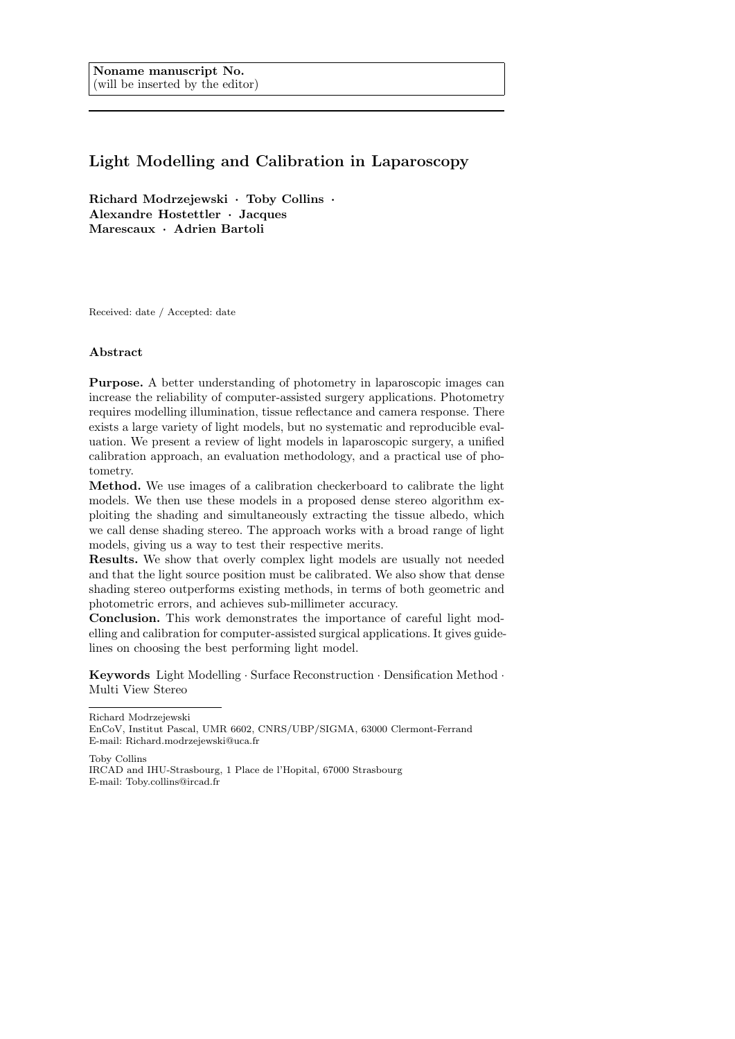**Noname manuscript No.**
(will be inserted by the editor)

# Light Modelling and Calibration in Laparoscopy

**Richard Modrzejewski · Toby Collins · Alexandre Hostettler · Jacques Marescaux · Adrien Bartoli**

Received: date / Accepted: date

## Abstract

**Purpose.** A better understanding of photometry in laparoscopic images can increase the reliability of computer-assisted surgery applications. Photometry requires modelling illumination, tissue reflectance and camera response. There exists a large variety of light models, but no systematic and reproducible evaluation. We present a review of light models in laparoscopic surgery, a unified calibration approach, an evaluation methodology, and a practical use of photometry.

**Method.** We use images of a calibration checkerboard to calibrate the light models. We then use these models in a proposed dense stereo algorithm exploiting the shading and simultaneously extracting the tissue albedo, which we call dense shading stereo. The approach works with a broad range of light models, giving us a way to test their respective merits.

**Results.** We show that overly complex light models are usually not needed and that the light source position must be calibrated. We also show that dense shading stereo outperforms existing methods, in terms of both geometric and photometric errors, and achieves sub-millimeter accuracy.

**Conclusion.** This work demonstrates the importance of careful light modelling and calibration for computer-assisted surgical applications. It gives guidelines on choosing the best performing light model.

**Keywords** Light Modelling · Surface Reconstruction · Densification Method · Multi View Stereo

---

Richard Modrzejewski
EnCoV, Institut Pascal, UMR 6602, CNRS/UBP/SIGMA, 63000 Clermont-Ferrand
E-mail: Richard.modrzejewski@uca.fr

Toby Collins
IRCAD and IHU-Strasbourg, 1 Place de l'Hopital, 67000 Strasbourg
E-mail: Toby.collins@ircad.fr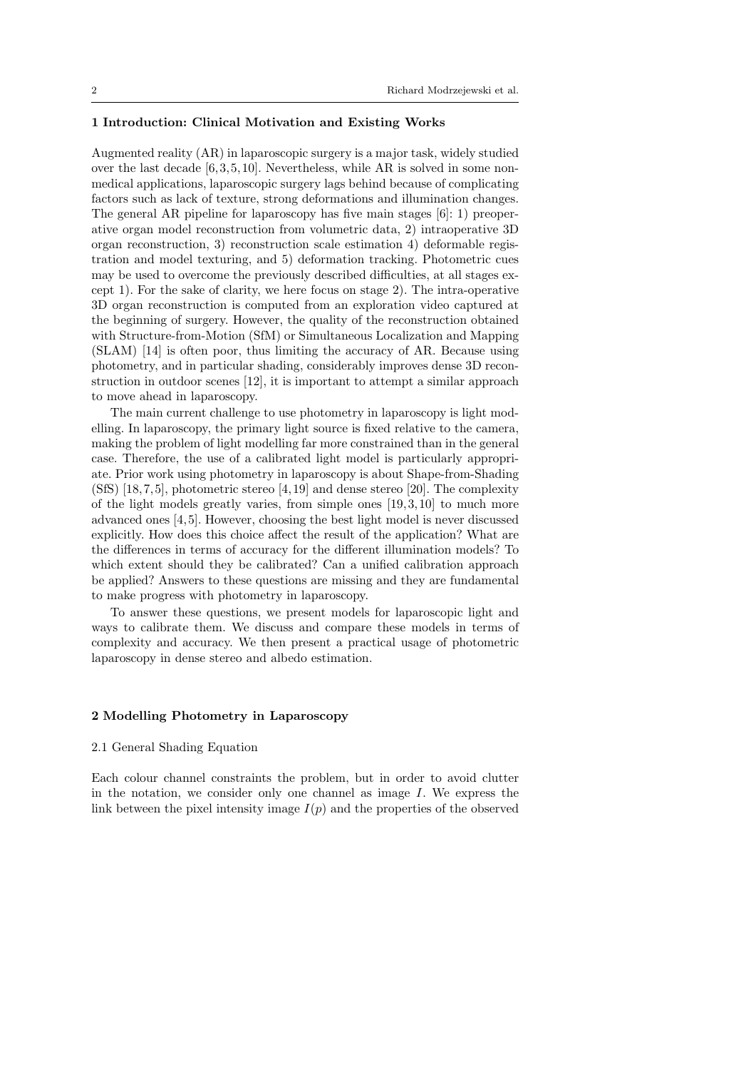## 1 Introduction: Clinical Motivation and Existing Works

Augmented reality (AR) in laparoscopic surgery is a major task, widely studied over the last decade [6,3,5,10]. Nevertheless, while AR is solved in some non-medical applications, laparoscopic surgery lags behind because of complicating factors such as lack of texture, strong deformations and illumination changes. The general AR pipeline for laparoscopy has five main stages [6]: 1) preoperative organ model reconstruction from volumetric data, 2) intraoperative 3D organ reconstruction, 3) reconstruction scale estimation 4) deformable registration and model texturing, and 5) deformation tracking. Photometric cues may be used to overcome the previously described difficulties, at all stages except 1). For the sake of clarity, we here focus on stage 2). The intra-operative 3D organ reconstruction is computed from an exploration video captured at the beginning of surgery. However, the quality of the reconstruction obtained with Structure-from-Motion (SfM) or Simultaneous Localization and Mapping (SLAM) [14] is often poor, thus limiting the accuracy of AR. Because using photometry, and in particular shading, considerably improves dense 3D reconstruction in outdoor scenes [12], it is important to attempt a similar approach to move ahead in laparoscopy.

The main current challenge to use photometry in laparoscopy is light modelling. In laparoscopy, the primary light source is fixed relative to the camera, making the problem of light modelling far more constrained than in the general case. Therefore, the use of a calibrated light model is particularly appropriate. Prior work using photometry in laparoscopy is about Shape-from-Shading (SfS) [18,7,5], photometric stereo [4,19] and dense stereo [20]. The complexity of the light models greatly varies, from simple ones [19,3,10] to much more advanced ones [4,5]. However, choosing the best light model is never discussed explicitly. How does this choice affect the result of the application? What are the differences in terms of accuracy for the different illumination models? To which extent should they be calibrated? Can a unified calibration approach be applied? Answers to these questions are missing and they are fundamental to make progress with photometry in laparoscopy.

To answer these questions, we present models for laparoscopic light and ways to calibrate them. We discuss and compare these models in terms of complexity and accuracy. We then present a practical usage of photometric laparoscopy in dense stereo and albedo estimation.

## 2 Modelling Photometry in Laparoscopy

### 2.1 General Shading Equation

Each colour channel constraints the problem, but in order to avoid clutter in the notation, we consider only one channel as image $I$. We express the link between the pixel intensity image $I(p)$ and the properties of the observed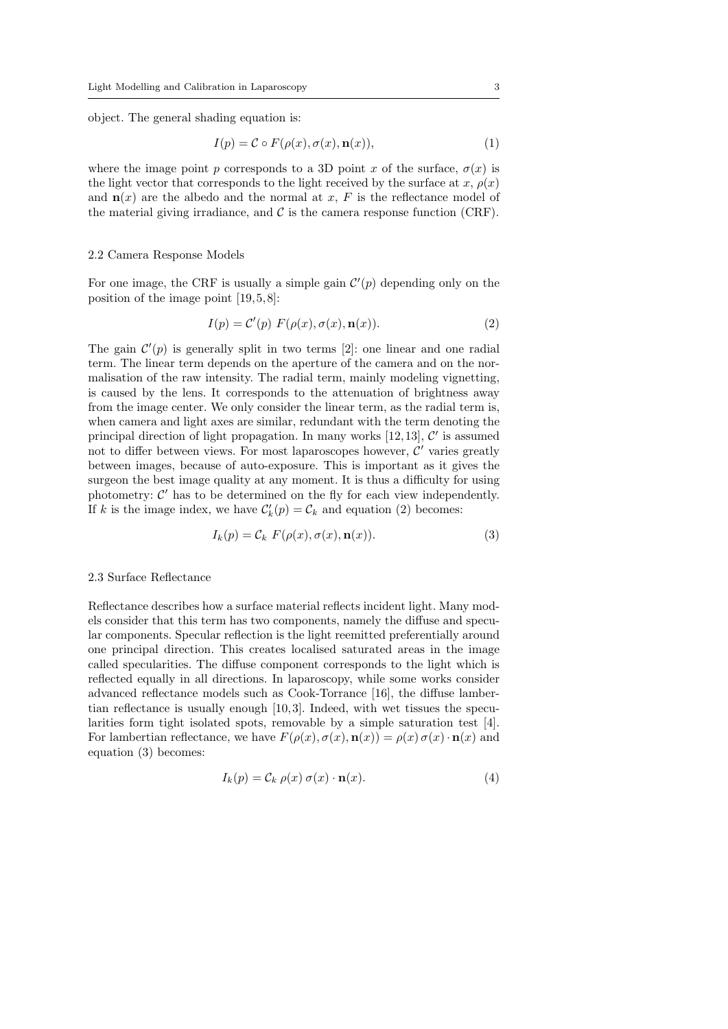object. The general shading equation is:

$$I(p) = \mathcal{C} \circ F(\rho(x), \sigma(x), \mathbf{n}(x)), \tag{1}$$

where the image point $p$ corresponds to a 3D point $x$ of the surface, $\sigma(x)$ is the light vector that corresponds to the light received by the surface at $x$, $\rho(x)$ and $\mathbf{n}(x)$ are the albedo and the normal at $x$, $F$ is the reflectance model of the material giving irradiance, and $\mathcal{C}$ is the camera response function (CRF).

### 2.2 Camera Response Models

For one image, the CRF is usually a simple gain $\mathcal{C}'(p)$ depending only on the position of the image point [19,5,8]:

$$I(p) = \mathcal{C}'(p)\ F(\rho(x), \sigma(x), \mathbf{n}(x)). \tag{2}$$

The gain $\mathcal{C}'(p)$ is generally split in two terms [2]: one linear and one radial term. The linear term depends on the aperture of the camera and on the normalisation of the raw intensity. The radial term, mainly modeling vignetting, is caused by the lens. It corresponds to the attenuation of brightness away from the image center. We only consider the linear term, as the radial term is, when camera and light axes are similar, redundant with the term denoting the principal direction of light propagation. In many works [12,13], $\mathcal{C}'$ is assumed not to differ between views. For most laparoscopes however, $\mathcal{C}'$ varies greatly between images, because of auto-exposure. This is important as it gives the surgeon the best image quality at any moment. It is thus a difficulty for using photometry: $\mathcal{C}'$ has to be determined on the fly for each view independently. If $k$ is the image index, we have $\mathcal{C}'_k(p) = \mathcal{C}_k$ and equation (2) becomes:

$$I_k(p) = \mathcal{C}_k\ F(\rho(x), \sigma(x), \mathbf{n}(x)). \tag{3}$$

### 2.3 Surface Reflectance

Reflectance describes how a surface material reflects incident light. Many models consider that this term has two components, namely the diffuse and specular components. Specular reflection is the light reemitted preferentially around one principal direction. This creates localised saturated areas in the image called specularities. The diffuse component corresponds to the light which is reflected equally in all directions. In laparoscopy, while some works consider advanced reflectance models such as Cook-Torrance [16], the diffuse lambertian reflectance is usually enough [10,3]. Indeed, with wet tissues the specularities form tight isolated spots, removable by a simple saturation test [4]. For lambertian reflectance, we have $F(\rho(x), \sigma(x), \mathbf{n}(x)) = \rho(x)\, \sigma(x) \cdot \mathbf{n}(x)$ and equation (3) becomes:

$$I_k(p) = \mathcal{C}_k\ \rho(x)\ \sigma(x) \cdot \mathbf{n}(x). \tag{4}$$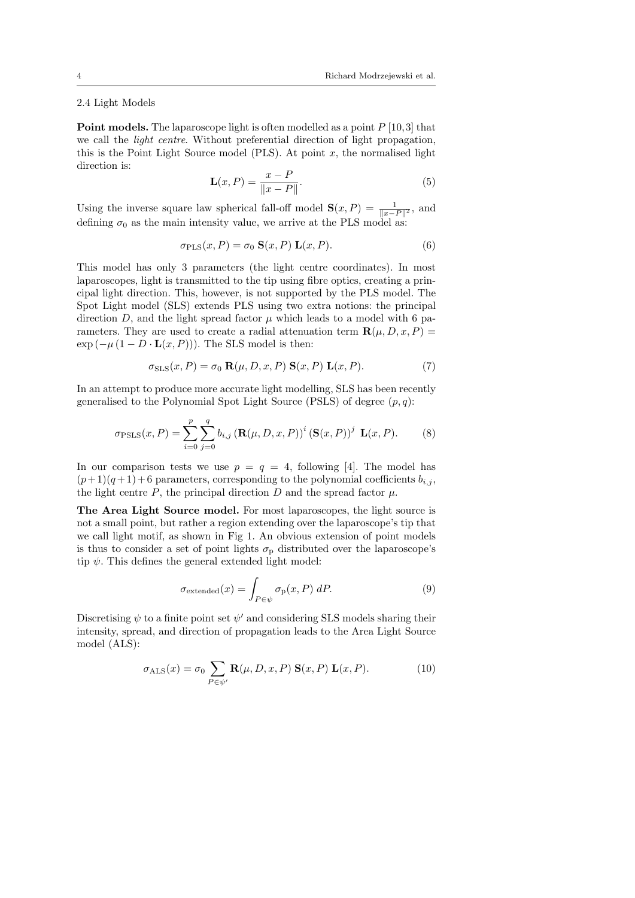### 2.4 Light Models

**Point models.** The laparoscope light is often modelled as a point $P$ [10,3] that we call the *light centre*. Without preferential direction of light propagation, this is the Point Light Source model (PLS). At point $x$, the normalised light direction is:

$$\mathbf{L}(x, P) = \frac{x - P}{\|x - P\|}. \tag{5}$$

Using the inverse square law spherical fall-off model $\mathbf{S}(x, P) = \frac{1}{\|x-P\|^2}$, and defining $\sigma_0$ as the main intensity value, we arrive at the PLS model as:

$$\sigma_{\text{PLS}}(x, P) = \sigma_0 \; \mathbf{S}(x, P) \; \mathbf{L}(x, P). \tag{6}$$

This model has only 3 parameters (the light centre coordinates). In most laparoscopes, light is transmitted to the tip using fibre optics, creating a principal light direction. This, however, is not supported by the PLS model. The Spot Light model (SLS) extends PLS using two extra notions: the principal direction $D$, and the light spread factor $\mu$ which leads to a model with 6 parameters. They are used to create a radial attenuation term $\mathbf{R}(\mu, D, x, P) = \exp\left(-\mu\left(1 - D \cdot \mathbf{L}(x, P)\right)\right)$. The SLS model is then:

$$\sigma_{\text{SLS}}(x, P) = \sigma_0 \; \mathbf{R}(\mu, D, x, P) \; \mathbf{S}(x, P) \; \mathbf{L}(x, P). \tag{7}$$

In an attempt to produce more accurate light modelling, SLS has been recently generalised to the Polynomial Spot Light Source (PSLS) of degree $(p, q)$:

$$\sigma_{\text{PSLS}}(x, P) = \sum_{i=0}^{p} \sum_{j=0}^{q} b_{i,j} \left(\mathbf{R}(\mu, D, x, P)\right)^i \left(\mathbf{S}(x, P)\right)^j \; \mathbf{L}(x, P). \tag{8}$$

In our comparison tests we use $p = q = 4$, following [4]. The model has $(p+1)(q+1)+6$ parameters, corresponding to the polynomial coefficients $b_{i,j}$, the light centre $P$, the principal direction $D$ and the spread factor $\mu$.

**The Area Light Source model.** For most laparoscopes, the light source is not a small point, but rather a region extending over the laparoscope's tip that we call light motif, as shown in Fig 1. An obvious extension of point models is thus to consider a set of point lights $\sigma_{\text{p}}$ distributed over the laparoscope's tip $\psi$. This defines the general extended light model:

$$\sigma_{\text{extended}}(x) = \int_{P \in \psi} \sigma_{\text{p}}(x, P) \; dP. \tag{9}$$

Discretising $\psi$ to a finite point set $\psi'$ and considering SLS models sharing their intensity, spread, and direction of propagation leads to the Area Light Source model (ALS):

$$\sigma_{\text{ALS}}(x) = \sigma_0 \sum_{P \in \psi'} \mathbf{R}(\mu, D, x, P) \; \mathbf{S}(x, P) \; \mathbf{L}(x, P). \tag{10}$$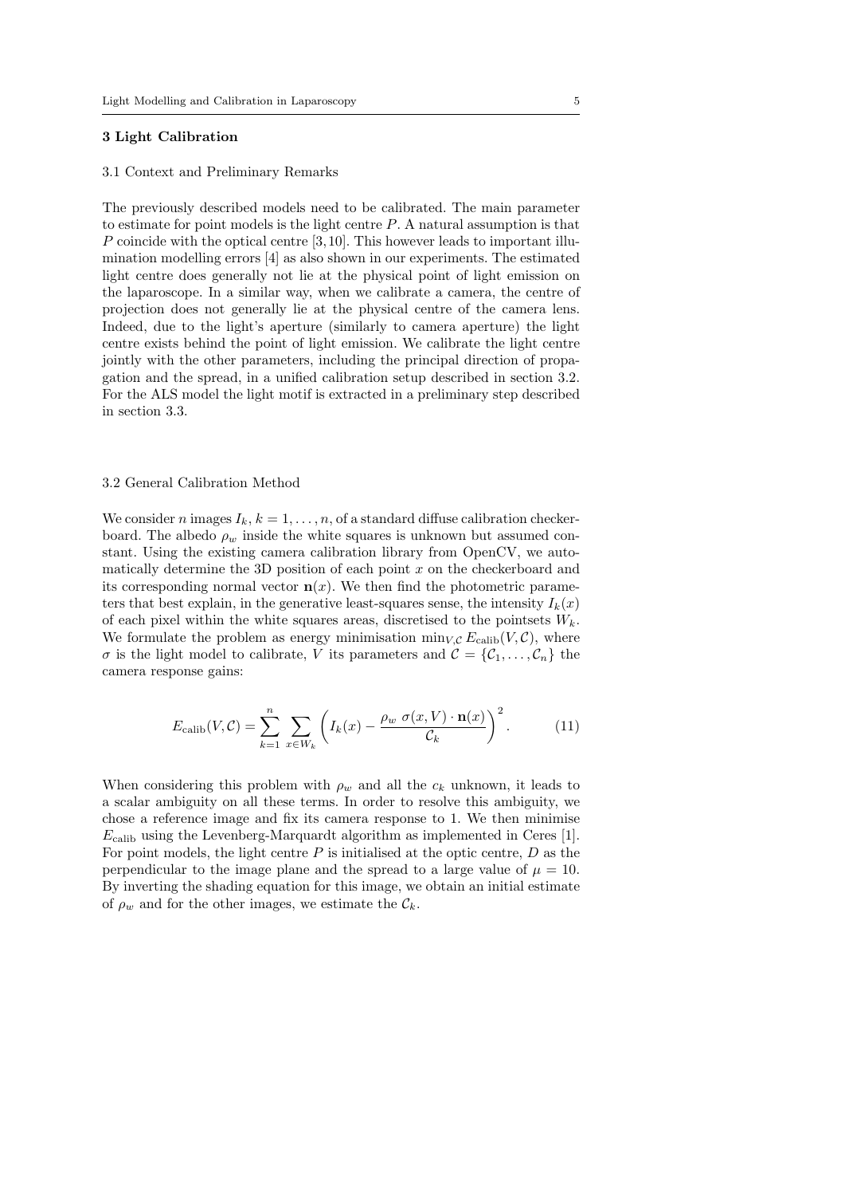## 3 Light Calibration

### 3.1 Context and Preliminary Remarks

The previously described models need to be calibrated. The main parameter to estimate for point models is the light centre $P$. A natural assumption is that $P$ coincide with the optical centre [3,10]. This however leads to important illumination modelling errors [4] as also shown in our experiments. The estimated light centre does generally not lie at the physical point of light emission on the laparoscope. In a similar way, when we calibrate a camera, the centre of projection does not generally lie at the physical centre of the camera lens. Indeed, due to the light's aperture (similarly to camera aperture) the light centre exists behind the point of light emission. We calibrate the light centre jointly with the other parameters, including the principal direction of propagation and the spread, in a unified calibration setup described in section 3.2. For the ALS model the light motif is extracted in a preliminary step described in section 3.3.

### 3.2 General Calibration Method

We consider $n$ images $I_k$, $k = 1, \ldots, n$, of a standard diffuse calibration checkerboard. The albedo $\rho_w$ inside the white squares is unknown but assumed constant. Using the existing camera calibration library from OpenCV, we automatically determine the 3D position of each point $x$ on the checkerboard and its corresponding normal vector $\mathbf{n}(x)$. We then find the photometric parameters that best explain, in the generative least-squares sense, the intensity $I_k(x)$ of each pixel within the white squares areas, discretised to the pointsets $W_k$. We formulate the problem as energy minimisation $\min_{V,\mathcal{C}} E_{\text{calib}}(V, \mathcal{C})$, where $\sigma$ is the light model to calibrate, $V$ its parameters and $\mathcal{C} = \{\mathcal{C}_1, \ldots, \mathcal{C}_n\}$ the camera response gains:

$$E_{\text{calib}}(V, \mathcal{C}) = \sum_{k=1}^{n} \sum_{x \in W_k} \left( I_k(x) - \frac{\rho_w \ \sigma(x, V) \cdot \mathbf{n}(x)}{\mathcal{C}_k} \right)^2. \tag{11}$$

When considering this problem with $\rho_w$ and all the $c_k$ unknown, it leads to a scalar ambiguity on all these terms. In order to resolve this ambiguity, we chose a reference image and fix its camera response to 1. We then minimise $E_{\text{calib}}$ using the Levenberg-Marquardt algorithm as implemented in Ceres [1]. For point models, the light centre $P$ is initialised at the optic centre, $D$ as the perpendicular to the image plane and the spread to a large value of $\mu = 10$. By inverting the shading equation for this image, we obtain an initial estimate of $\rho_w$ and for the other images, we estimate the $\mathcal{C}_k$.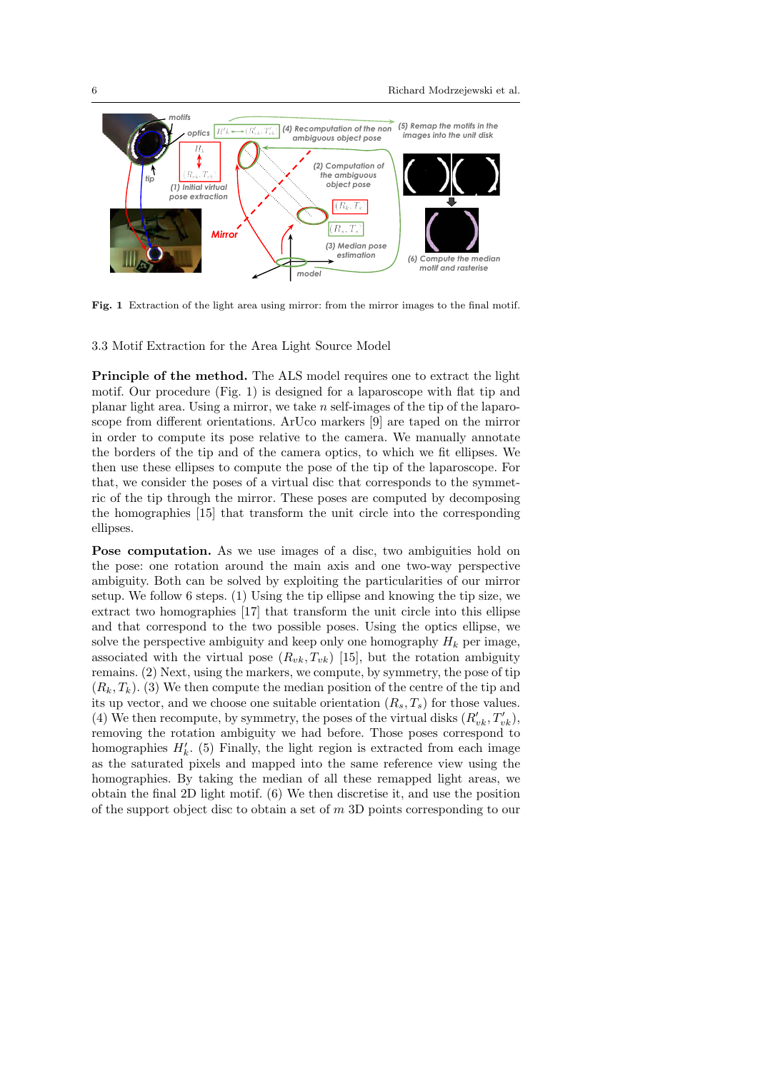Fig. 1 Extraction of the light area using mirror: from the mirror images to the final motif.

### 3.3 Motif Extraction for the Area Light Source Model

**Principle of the method.** The ALS model requires one to extract the light motif. Our procedure (Fig. 1) is designed for a laparoscope with flat tip and planar light area. Using a mirror, we take $n$ self-images of the tip of the laparoscope from different orientations. ArUco markers [9] are taped on the mirror in order to compute its pose relative to the camera. We manually annotate the borders of the tip and of the camera optics, to which we fit ellipses. We then use these ellipses to compute the pose of the tip of the laparoscope. For that, we consider the poses of a virtual disc that corresponds to the symmetric of the tip through the mirror. These poses are computed by decomposing the homographies [15] that transform the unit circle into the corresponding ellipses.

**Pose computation.** As we use images of a disc, two ambiguities hold on the pose: one rotation around the main axis and one two-way perspective ambiguity. Both can be solved by exploiting the particularities of our mirror setup. We follow 6 steps. (1) Using the tip ellipse and knowing the tip size, we extract two homographies [17] that transform the unit circle into this ellipse and that correspond to the two possible poses. Using the optics ellipse, we solve the perspective ambiguity and keep only one homography $H_k$ per image, associated with the virtual pose $(R_{vk}, T_{vk})$ [15], but the rotation ambiguity remains. (2) Next, using the markers, we compute, by symmetry, the pose of tip $(R_k, T_k)$. (3) We then compute the median position of the centre of the tip and its up vector, and we choose one suitable orientation $(R_s, T_s)$ for those values. (4) We then recompute, by symmetry, the poses of the virtual disks $(R'_{vk}, T'_{vk})$, removing the rotation ambiguity we had before. Those poses correspond to homographies $H'_k$. (5) Finally, the light region is extracted from each image as the saturated pixels and mapped into the same reference view using the homographies. By taking the median of all these remapped light areas, we obtain the final 2D light motif. (6) We then discretise it, and use the position of the support object disc to obtain a set of $m$ 3D points corresponding to our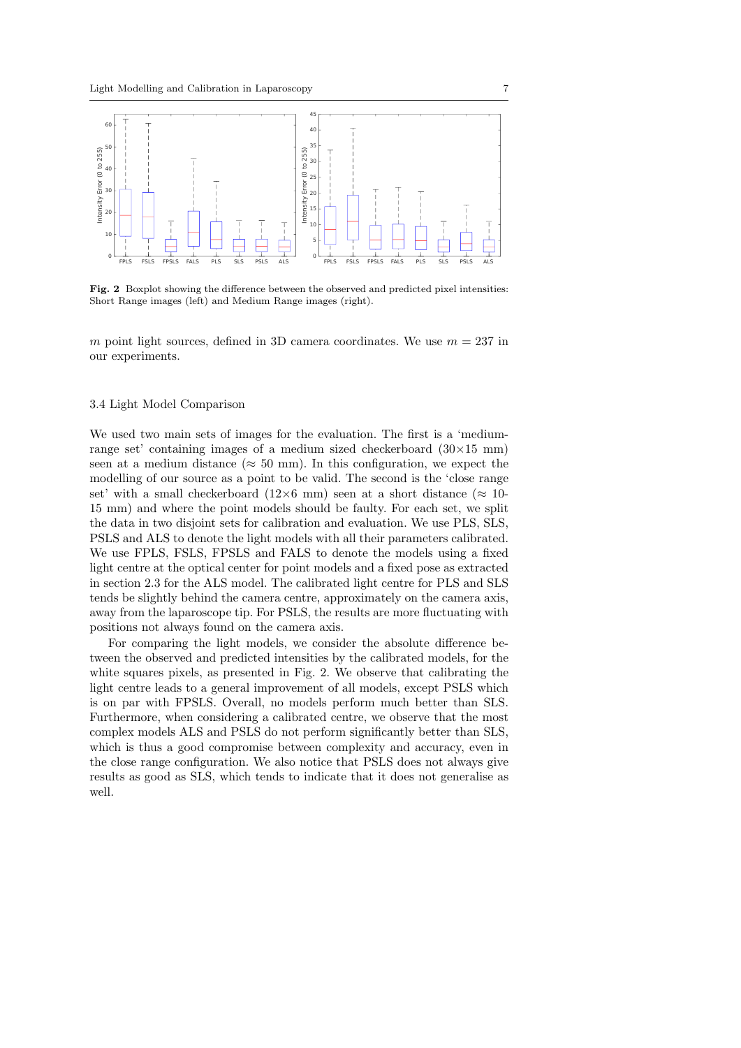Fig. 2 Boxplot showing the difference between the observed and predicted pixel intensities: Short Range images (left) and Medium Range images (right).

$m$ point light sources, defined in 3D camera coordinates. We use $m = 237$ in our experiments.

### 3.4 Light Model Comparison

We used two main sets of images for the evaluation. The first is a 'medium-range set' containing images of a medium sized checkerboard (30×15 mm) seen at a medium distance (≈ 50 mm). In this configuration, we expect the modelling of our source as a point to be valid. The second is the 'close range set' with a small checkerboard (12×6 mm) seen at a short distance (≈ 10-15 mm) and where the point models should be faulty. For each set, we split the data in two disjoint sets for calibration and evaluation. We use PLS, SLS, PSLS and ALS to denote the light models with all their parameters calibrated. We use FPLS, FSLS, FPSLS and FALS to denote the models using a fixed light centre at the optical center for point models and a fixed pose as extracted in section 2.3 for the ALS model. The calibrated light centre for PLS and SLS tends be slightly behind the camera centre, approximately on the camera axis, away from the laparoscope tip. For PSLS, the results are more fluctuating with positions not always found on the camera axis.

For comparing the light models, we consider the absolute difference between the observed and predicted intensities by the calibrated models, for the white squares pixels, as presented in Fig. 2. We observe that calibrating the light centre leads to a general improvement of all models, except PSLS which is on par with FPSLS. Overall, no models perform much better than SLS. Furthermore, when considering a calibrated centre, we observe that the most complex models ALS and PSLS do not perform significantly better than SLS, which is thus a good compromise between complexity and accuracy, even in the close range configuration. We also notice that PSLS does not always give results as good as SLS, which tends to indicate that it does not generalise as well.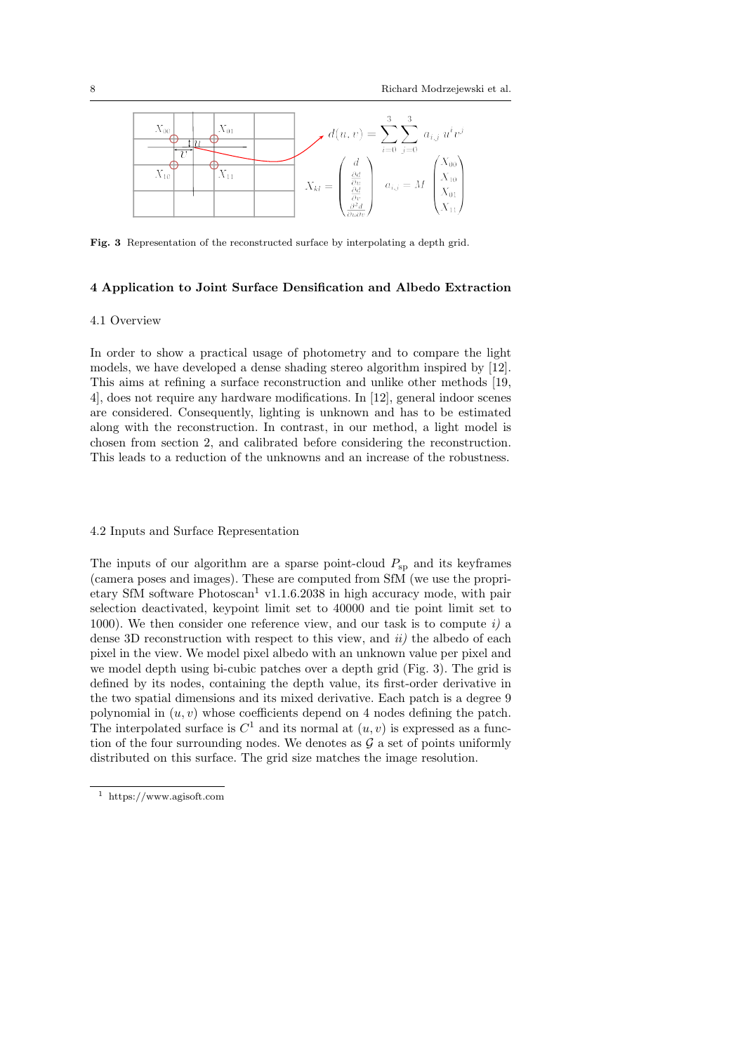**Fig. 3** Representation of the reconstructed surface by interpolating a depth grid.

## 4 Application to Joint Surface Densification and Albedo Extraction

### 4.1 Overview

In order to show a practical usage of photometry and to compare the light models, we have developed a dense shading stereo algorithm inspired by [12]. This aims at refining a surface reconstruction and unlike other methods [19, 4], does not require any hardware modifications. In [12], general indoor scenes are considered. Consequently, lighting is unknown and has to be estimated along with the reconstruction. In contrast, in our method, a light model is chosen from section 2, and calibrated before considering the reconstruction. This leads to a reduction of the unknowns and an increase of the robustness.

### 4.2 Inputs and Surface Representation

The inputs of our algorithm are a sparse point-cloud $P_{\text{sp}}$ and its keyframes (camera poses and images). These are computed from SfM (we use the proprietary SfM software Photoscan[1] v1.1.6.2038 in high accuracy mode, with pair selection deactivated, keypoint limit set to 40000 and tie point limit set to 1000). We then consider one reference view, and our task is to compute *i)* a dense 3D reconstruction with respect to this view, and *ii)* the albedo of each pixel in the view. We model pixel albedo with an unknown value per pixel and we model depth using bi-cubic patches over a depth grid (Fig. 3). The grid is defined by its nodes, containing the depth value, its first-order derivative in the two spatial dimensions and its mixed derivative. Each patch is a degree 9 polynomial in $(u, v)$ whose coefficients depend on 4 nodes defining the patch. The interpolated surface is $C^1$ and its normal at $(u, v)$ is expressed as a function of the four surrounding nodes. We denotes as $\mathcal{G}$ a set of points uniformly distributed on this surface. The grid size matches the image resolution.

[1] https://www.agisoft.com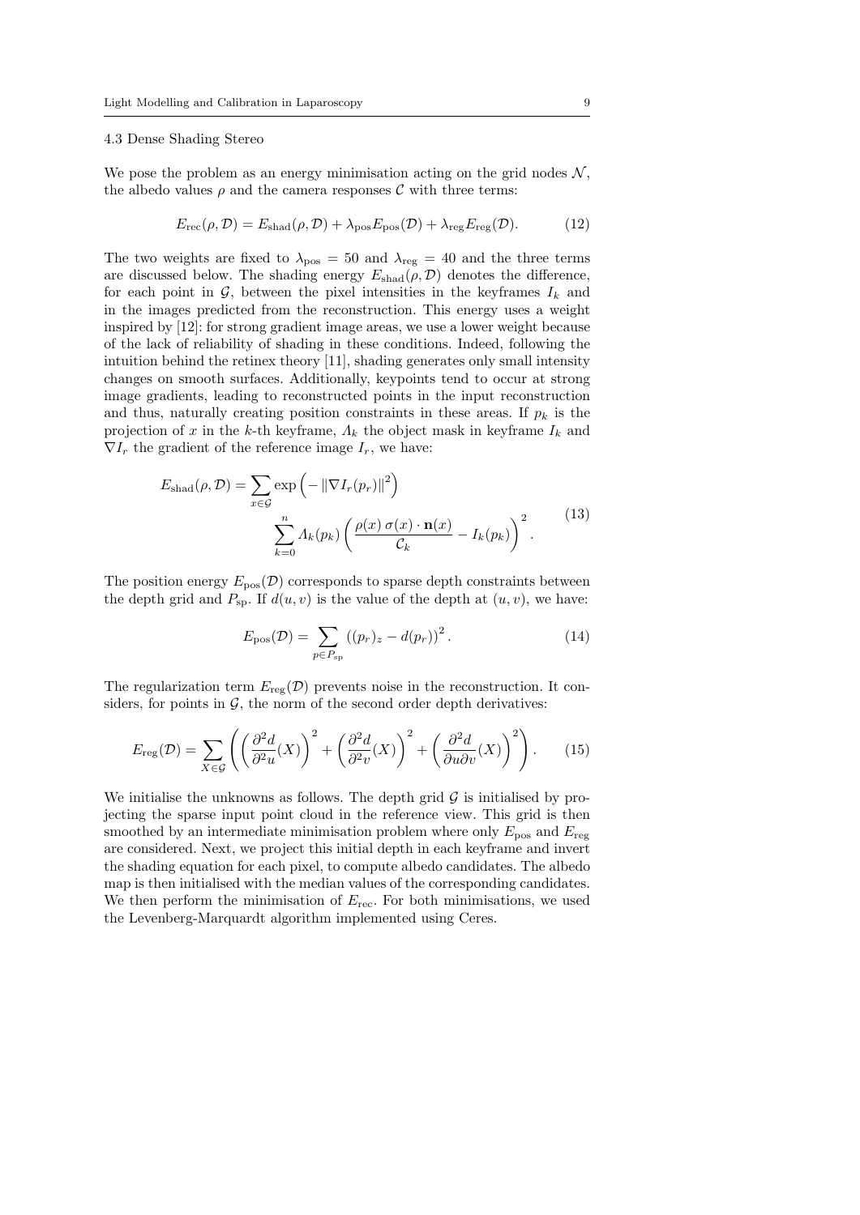### 4.3 Dense Shading Stereo

We pose the problem as an energy minimisation acting on the grid nodes $\mathcal{N}$, the albedo values $\rho$ and the camera responses $\mathcal{C}$ with three terms:

$$E_{\text{rec}}(\rho, \mathcal{D}) = E_{\text{shad}}(\rho, \mathcal{D}) + \lambda_{\text{pos}} E_{\text{pos}}(\mathcal{D}) + \lambda_{\text{reg}} E_{\text{reg}}(\mathcal{D}). \tag{12}$$

The two weights are fixed to $\lambda_{\text{pos}} = 50$ and $\lambda_{\text{reg}} = 40$ and the three terms are discussed below. The shading energy $E_{\text{shad}}(\rho, \mathcal{D})$ denotes the difference, for each point in $\mathcal{G}$, between the pixel intensities in the keyframes $I_k$ and in the images predicted from the reconstruction. This energy uses a weight inspired by [12]: for strong gradient image areas, we use a lower weight because of the lack of reliability of shading in these conditions. Indeed, following the intuition behind the retinex theory [11], shading generates only small intensity changes on smooth surfaces. Additionally, keypoints tend to occur at strong image gradients, leading to reconstructed points in the input reconstruction and thus, naturally creating position constraints in these areas. If $p_k$ is the projection of $x$ in the $k$-th keyframe, $\Lambda_k$ the object mask in keyframe $I_k$ and $\nabla I_r$ the gradient of the reference image $I_r$, we have:

$$E_{\text{shad}}(\rho, \mathcal{D}) = \sum_{x \in \mathcal{G}} \exp\left( - \left\| \nabla I_r(p_r) \right\|^2 \right) \sum_{k=0}^{n} \Lambda_k(p_k) \left( \frac{\rho(x)\, \sigma(x) \cdot \mathbf{n}(x)}{\mathcal{C}_k} - I_k(p_k) \right)^2. \tag{13}$$

The position energy $E_{\text{pos}}(\mathcal{D})$ corresponds to sparse depth constraints between the depth grid and $P_{\text{sp}}$. If $d(u, v)$ is the value of the depth at $(u, v)$, we have:

$$E_{\text{pos}}(\mathcal{D}) = \sum_{p \in P_{\text{sp}}} \left( (p_r)_z - d(p_r) \right)^2. \tag{14}$$

The regularization term $E_{\text{reg}}(\mathcal{D})$ prevents noise in the reconstruction. It considers, for points in $\mathcal{G}$, the norm of the second order depth derivatives:

$$E_{\text{reg}}(\mathcal{D}) = \sum_{X \in \mathcal{G}} \left( \left( \frac{\partial^2 d}{\partial^2 u}(X) \right)^2 + \left( \frac{\partial^2 d}{\partial^2 v}(X) \right)^2 + \left( \frac{\partial^2 d}{\partial u \partial v}(X) \right)^2 \right). \tag{15}$$

We initialise the unknowns as follows. The depth grid $\mathcal{G}$ is initialised by projecting the sparse input point cloud in the reference view. This grid is then smoothed by an intermediate minimisation problem where only $E_{\text{pos}}$ and $E_{\text{reg}}$ are considered. Next, we project this initial depth in each keyframe and invert the shading equation for each pixel, to compute albedo candidates. The albedo map is then initialised with the median values of the corresponding candidates. We then perform the minimisation of $E_{\text{rec}}$. For both minimisations, we used the Levenberg-Marquardt algorithm implemented using Ceres.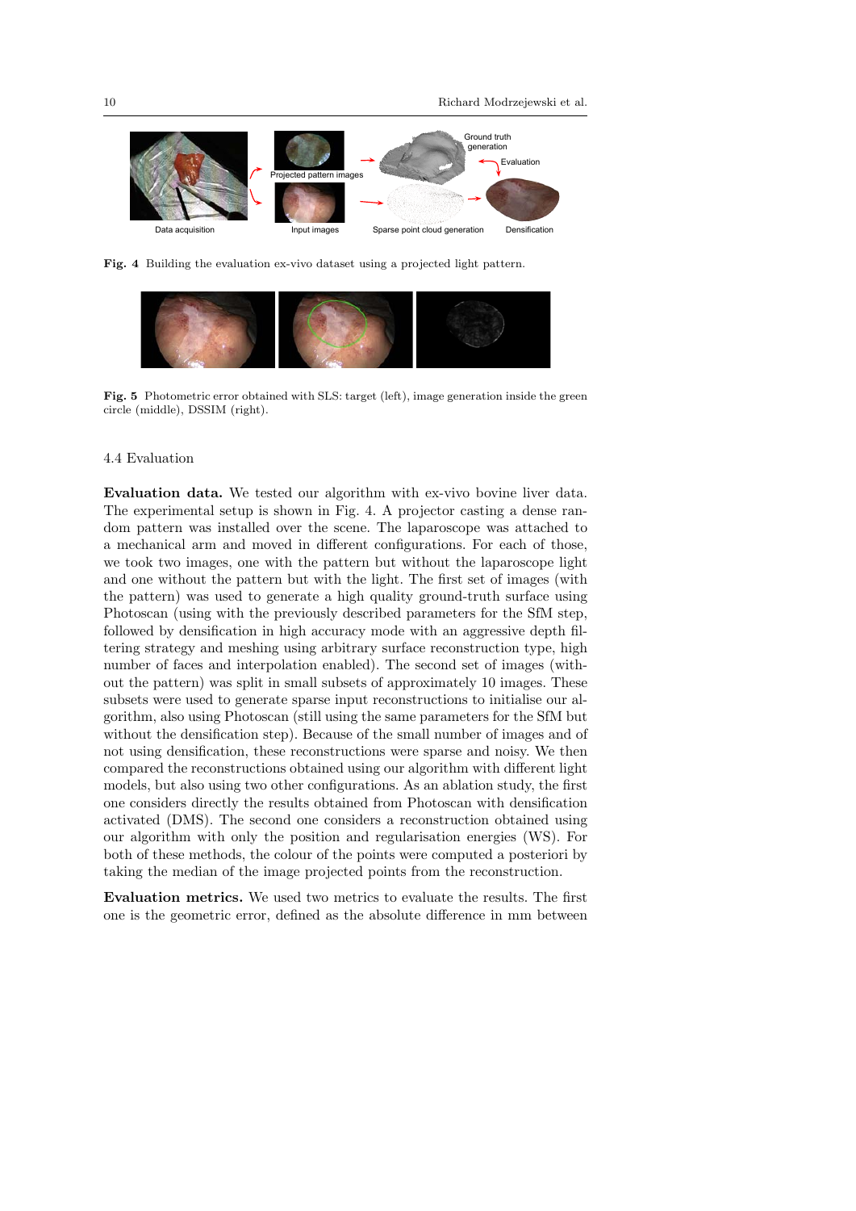Data acquisition

Projected pattern images

Input images

Ground truth generation

Evaluation

Sparse point cloud generation

Densification

**Fig. 4** Building the evaluation ex-vivo dataset using a projected light pattern.

**Fig. 5** Photometric error obtained with SLS: target (left), image generation inside the green circle (middle), DSSIM (right).

### 4.4 Evaluation

**Evaluation data.** We tested our algorithm with ex-vivo bovine liver data. The experimental setup is shown in Fig. 4. A projector casting a dense random pattern was installed over the scene. The laparoscope was attached to a mechanical arm and moved in different configurations. For each of those, we took two images, one with the pattern but without the laparoscope light and one without the pattern but with the light. The first set of images (with the pattern) was used to generate a high quality ground-truth surface using Photoscan (using with the previously described parameters for the SfM step, followed by densification in high accuracy mode with an aggressive depth filtering strategy and meshing using arbitrary surface reconstruction type, high number of faces and interpolation enabled). The second set of images (without the pattern) was split in small subsets of approximately 10 images. These subsets were used to generate sparse input reconstructions to initialise our algorithm, also using Photoscan (still using the same parameters for the SfM but without the densification step). Because of the small number of images and of not using densification, these reconstructions were sparse and noisy. We then compared the reconstructions obtained using our algorithm with different light models, but also using two other configurations. As an ablation study, the first one considers directly the results obtained from Photoscan with densification activated (DMS). The second one considers a reconstruction obtained using our algorithm with only the position and regularisation energies (WS). For both of these methods, the colour of the points were computed a posteriori by taking the median of the image projected points from the reconstruction.

**Evaluation metrics.** We used two metrics to evaluate the results. The first one is the geometric error, defined as the absolute difference in mm between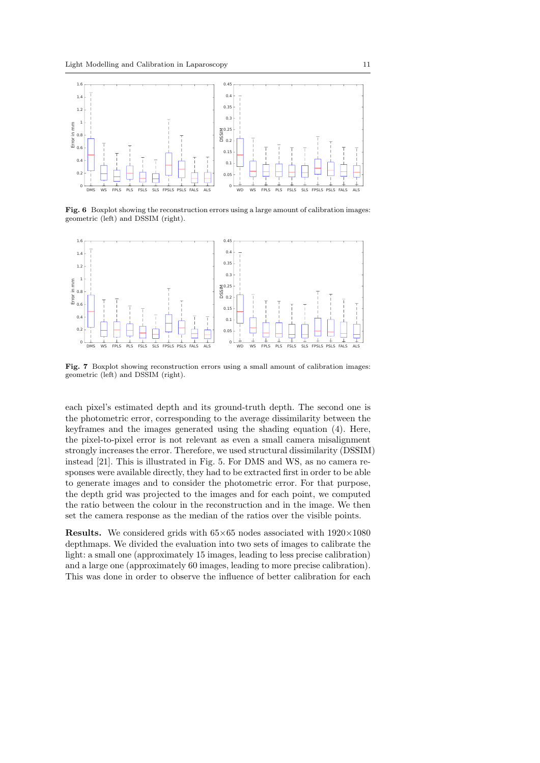**Fig. 6** Boxplot showing the reconstruction errors using a large amount of calibration images: geometric (left) and DSSIM (right).

**Fig. 7** Boxplot showing reconstruction errors using a small amount of calibration images: geometric (left) and DSSIM (right).

each pixel's estimated depth and its ground-truth depth. The second one is the photometric error, corresponding to the average dissimilarity between the keyframes and the images generated using the shading equation (4). Here, the pixel-to-pixel error is not relevant as even a small camera misalignment strongly increases the error. Therefore, we used structural dissimilarity (DSSIM) instead [21]. This is illustrated in Fig. 5. For DMS and WS, as no camera responses were available directly, they had to be extracted first in order to be able to generate images and to consider the photometric error. For that purpose, the depth grid was projected to the images and for each point, we computed the ratio between the colour in the reconstruction and in the image. We then set the camera response as the median of the ratios over the visible points.

**Results.** We considered grids with $65{\times}65$ nodes associated with $1920{\times}1080$ depthmaps. We divided the evaluation into two sets of images to calibrate the light: a small one (approximately 15 images, leading to less precise calibration) and a large one (approximately 60 images, leading to more precise calibration). This was done in order to observe the influence of better calibration for each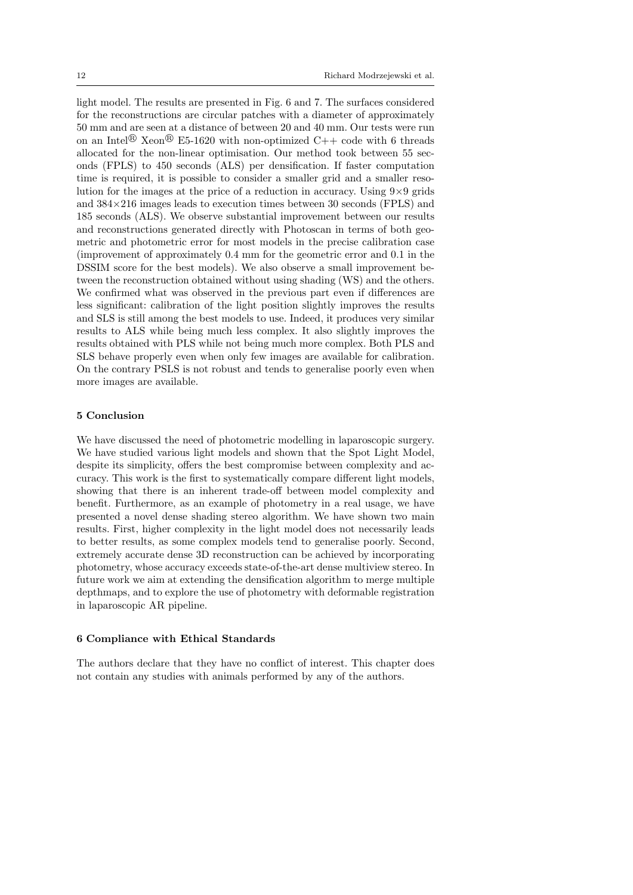light model. The results are presented in Fig. 6 and 7. The surfaces considered for the reconstructions are circular patches with a diameter of approximately 50 mm and are seen at a distance of between 20 and 40 mm. Our tests were run on an Intel® Xeon® E5-1620 with non-optimized C++ code with 6 threads allocated for the non-linear optimisation. Our method took between 55 seconds (FPLS) to 450 seconds (ALS) per densification. If faster computation time is required, it is possible to consider a smaller grid and a smaller resolution for the images at the price of a reduction in accuracy. Using $9\times9$ grids and $384\times216$ images leads to execution times between 30 seconds (FPLS) and 185 seconds (ALS). We observe substantial improvement between our results and reconstructions generated directly with Photoscan in terms of both geometric and photometric error for most models in the precise calibration case (improvement of approximately 0.4 mm for the geometric error and 0.1 in the DSSIM score for the best models). We also observe a small improvement between the reconstruction obtained without using shading (WS) and the others. We confirmed what was observed in the previous part even if differences are less significant: calibration of the light position slightly improves the results and SLS is still among the best models to use. Indeed, it produces very similar results to ALS while being much less complex. It also slightly improves the results obtained with PLS while not being much more complex. Both PLS and SLS behave properly even when only few images are available for calibration. On the contrary PSLS is not robust and tends to generalise poorly even when more images are available.

## 5 Conclusion

We have discussed the need of photometric modelling in laparoscopic surgery. We have studied various light models and shown that the Spot Light Model, despite its simplicity, offers the best compromise between complexity and accuracy. This work is the first to systematically compare different light models, showing that there is an inherent trade-off between model complexity and benefit. Furthermore, as an example of photometry in a real usage, we have presented a novel dense shading stereo algorithm. We have shown two main results. First, higher complexity in the light model does not necessarily leads to better results, as some complex models tend to generalise poorly. Second, extremely accurate dense 3D reconstruction can be achieved by incorporating photometry, whose accuracy exceeds state-of-the-art dense multiview stereo. In future work we aim at extending the densification algorithm to merge multiple depthmaps, and to explore the use of photometry with deformable registration in laparoscopic AR pipeline.

## 6 Compliance with Ethical Standards

The authors declare that they have no conflict of interest. This chapter does not contain any studies with animals performed by any of the authors.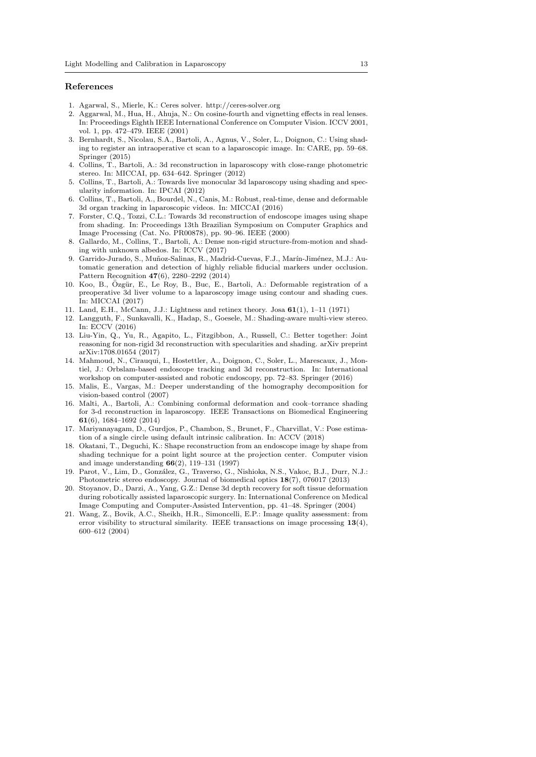## References

1. Agarwal, S., Mierle, K.: Ceres solver. http://ceres-solver.org
2. Aggarwal, M., Hua, H., Ahuja, N.: On cosine-fourth and vignetting effects in real lenses. In: Proceedings Eighth IEEE International Conference on Computer Vision. ICCV 2001, vol. 1, pp. 472–479. IEEE (2001)
3. Bernhardt, S., Nicolau, S.A., Bartoli, A., Agnus, V., Soler, L., Doignon, C.: Using shading to register an intraoperative ct scan to a laparoscopic image. In: CARE, pp. 59–68. Springer (2015)
4. Collins, T., Bartoli, A.: 3d reconstruction in laparoscopy with close-range photometric stereo. In: MICCAI, pp. 634–642. Springer (2012)
5. Collins, T., Bartoli, A.: Towards live monocular 3d laparoscopy using shading and specularity information. In: IPCAI (2012)
6. Collins, T., Bartoli, A., Bourdel, N., Canis, M.: Robust, real-time, dense and deformable 3d organ tracking in laparoscopic videos. In: MICCAI (2016)
7. Forster, C.Q., Tozzi, C.L.: Towards 3d reconstruction of endoscope images using shape from shading. In: Proceedings 13th Brazilian Symposium on Computer Graphics and Image Processing (Cat. No. PR00878), pp. 90–96. IEEE (2000)
8. Gallardo, M., Collins, T., Bartoli, A.: Dense non-rigid structure-from-motion and shading with unknown albedos. In: ICCV (2017)
9. Garrido-Jurado, S., Muñoz-Salinas, R., Madrid-Cuevas, F.J., Marín-Jiménez, M.J.: Automatic generation and detection of highly reliable fiducial markers under occlusion. Pattern Recognition **47**(6), 2280–2292 (2014)
10. Koo, B., Özgür, E., Le Roy, B., Buc, E., Bartoli, A.: Deformable registration of a preoperative 3d liver volume to a laparoscopy image using contour and shading cues. In: MICCAI (2017)
11. Land, E.H., McCann, J.J.: Lightness and retinex theory. Josa **61**(1), 1–11 (1971)
12. Langguth, F., Sunkavalli, K., Hadap, S., Goesele, M.: Shading-aware multi-view stereo. In: ECCV (2016)
13. Liu-Yin, Q., Yu, R., Agapito, L., Fitzgibbon, A., Russell, C.: Better together: Joint reasoning for non-rigid 3d reconstruction with specularities and shading. arXiv preprint arXiv:1708.01654 (2017)
14. Mahmoud, N., Cirauqui, I., Hostettler, A., Doignon, C., Soler, L., Marescaux, J., Montiel, J.: Orbslam-based endoscope tracking and 3d reconstruction. In: International workshop on computer-assisted and robotic endoscopy, pp. 72–83. Springer (2016)
15. Malis, E., Vargas, M.: Deeper understanding of the homography decomposition for vision-based control (2007)
16. Malti, A., Bartoli, A.: Combining conformal deformation and cook–torrance shading for 3-d reconstruction in laparoscopy. IEEE Transactions on Biomedical Engineering **61**(6), 1684–1692 (2014)
17. Mariyanayagam, D., Gurdjos, P., Chambon, S., Brunet, F., Charvillat, V.: Pose estimation of a single circle using default intrinsic calibration. In: ACCV (2018)
18. Okatani, T., Deguchi, K.: Shape reconstruction from an endoscope image by shape from shading technique for a point light source at the projection center. Computer vision and image understanding **66**(2), 119–131 (1997)
19. Parot, V., Lim, D., González, G., Traverso, G., Nishioka, N.S., Vakoc, B.J., Durr, N.J.: Photometric stereo endoscopy. Journal of biomedical optics **18**(7), 076017 (2013)
20. Stoyanov, D., Darzi, A., Yang, G.Z.: Dense 3d depth recovery for soft tissue deformation during robotically assisted laparoscopic surgery. In: International Conference on Medical Image Computing and Computer-Assisted Intervention, pp. 41–48. Springer (2004)
21. Wang, Z., Bovik, A.C., Sheikh, H.R., Simoncelli, E.P.: Image quality assessment: from error visibility to structural similarity. IEEE transactions on image processing **13**(4), 600–612 (2004)